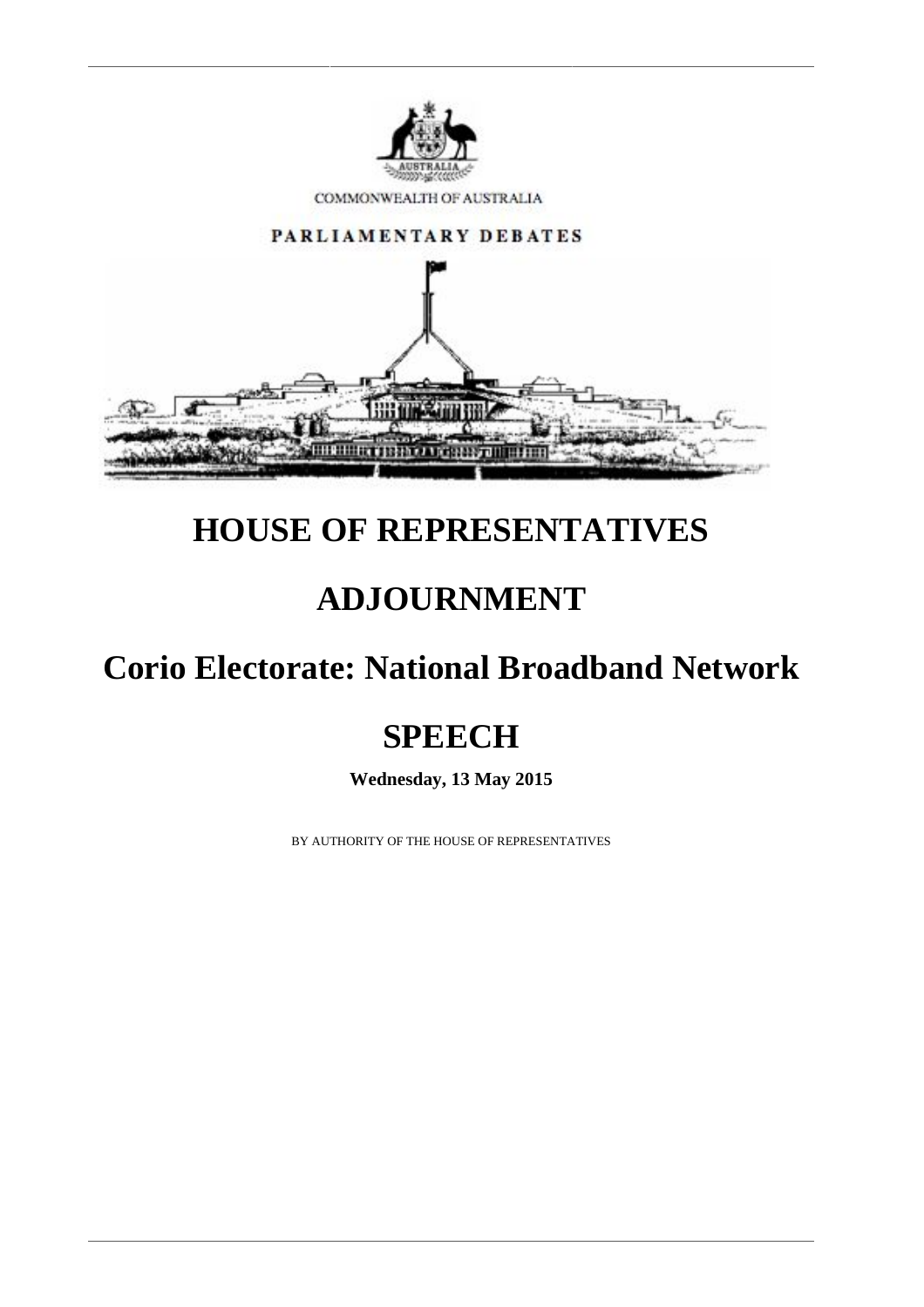COMMONWEALTH OF AUSTRALIA

PARLIAMENTARY DEBATES

# HOUSE OF REPRESENTATIVES

# ADJOURNMENT

# Corio Electorate: National Broadband Network

# SPEECH

**Wednesday, 13 May 2015**

BY AUTHORITY OF THE HOUSE OF REPRESENTATIVES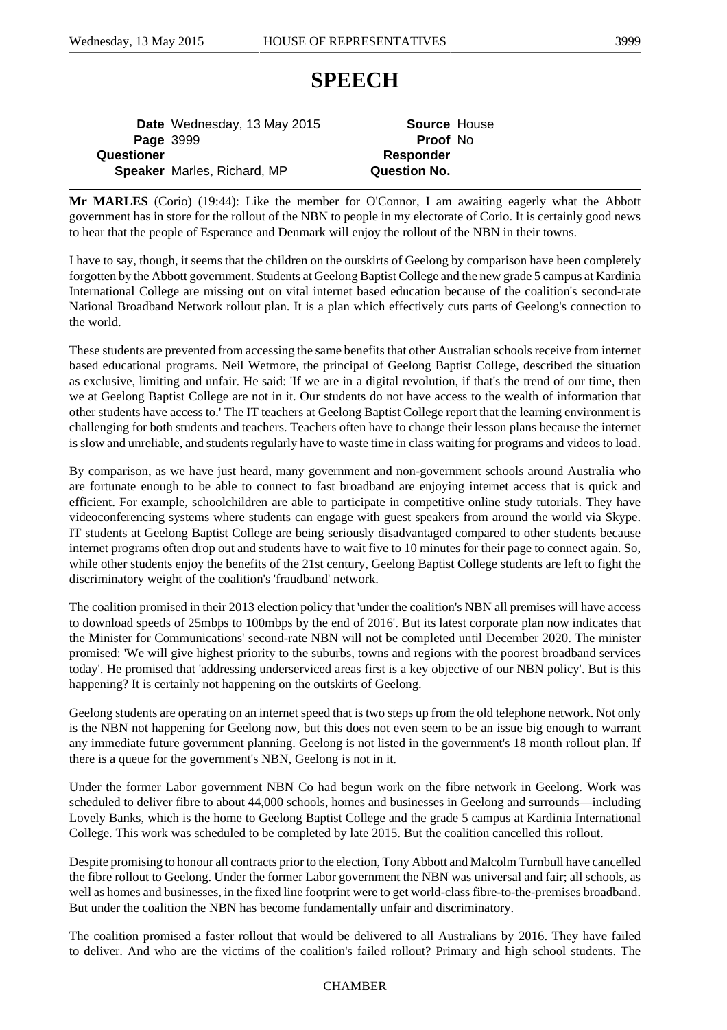# SPEECH

| | | | |
|---|---|---|---|
| **Date** | Wednesday, 13 May 2015 | **Source** | House |
| **Page** | 3999 | **Proof** | No |
| **Questioner** | | **Responder** | |
| **Speaker** | Marles, Richard, MP | **Question No.** | |

**Mr MARLES** (Corio) (19:44): Like the member for O'Connor, I am awaiting eagerly what the Abbott government has in store for the rollout of the NBN to people in my electorate of Corio. It is certainly good news to hear that the people of Esperance and Denmark will enjoy the rollout of the NBN in their towns.

I have to say, though, it seems that the children on the outskirts of Geelong by comparison have been completely forgotten by the Abbott government. Students at Geelong Baptist College and the new grade 5 campus at Kardinia International College are missing out on vital internet based education because of the coalition's second-rate National Broadband Network rollout plan. It is a plan which effectively cuts parts of Geelong's connection to the world.

These students are prevented from accessing the same benefits that other Australian schools receive from internet based educational programs. Neil Wetmore, the principal of Geelong Baptist College, described the situation as exclusive, limiting and unfair. He said: 'If we are in a digital revolution, if that's the trend of our time, then we at Geelong Baptist College are not in it. Our students do not have access to the wealth of information that other students have access to.' The IT teachers at Geelong Baptist College report that the learning environment is challenging for both students and teachers. Teachers often have to change their lesson plans because the internet is slow and unreliable, and students regularly have to waste time in class waiting for programs and videos to load.

By comparison, as we have just heard, many government and non-government schools around Australia who are fortunate enough to be able to connect to fast broadband are enjoying internet access that is quick and efficient. For example, schoolchildren are able to participate in competitive online study tutorials. They have videoconferencing systems where students can engage with guest speakers from around the world via Skype. IT students at Geelong Baptist College are being seriously disadvantaged compared to other students because internet programs often drop out and students have to wait five to 10 minutes for their page to connect again. So, while other students enjoy the benefits of the 21st century, Geelong Baptist College students are left to fight the discriminatory weight of the coalition's 'fraudband' network.

The coalition promised in their 2013 election policy that 'under the coalition's NBN all premises will have access to download speeds of 25mbps to 100mbps by the end of 2016'. But its latest corporate plan now indicates that the Minister for Communications' second-rate NBN will not be completed until December 2020. The minister promised: 'We will give highest priority to the suburbs, towns and regions with the poorest broadband services today'. He promised that 'addressing underserviced areas first is a key objective of our NBN policy'. But is this happening? It is certainly not happening on the outskirts of Geelong.

Geelong students are operating on an internet speed that is two steps up from the old telephone network. Not only is the NBN not happening for Geelong now, but this does not even seem to be an issue big enough to warrant any immediate future government planning. Geelong is not listed in the government's 18 month rollout plan. If there is a queue for the government's NBN, Geelong is not in it.

Under the former Labor government NBN Co had begun work on the fibre network in Geelong. Work was scheduled to deliver fibre to about 44,000 schools, homes and businesses in Geelong and surrounds—including Lovely Banks, which is the home to Geelong Baptist College and the grade 5 campus at Kardinia International College. This work was scheduled to be completed by late 2015. But the coalition cancelled this rollout.

Despite promising to honour all contracts prior to the election, Tony Abbott and Malcolm Turnbull have cancelled the fibre rollout to Geelong. Under the former Labor government the NBN was universal and fair; all schools, as well as homes and businesses, in the fixed line footprint were to get world-class fibre-to-the-premises broadband. But under the coalition the NBN has become fundamentally unfair and discriminatory.

The coalition promised a faster rollout that would be delivered to all Australians by 2016. They have failed to deliver. And who are the victims of the coalition's failed rollout? Primary and high school students. The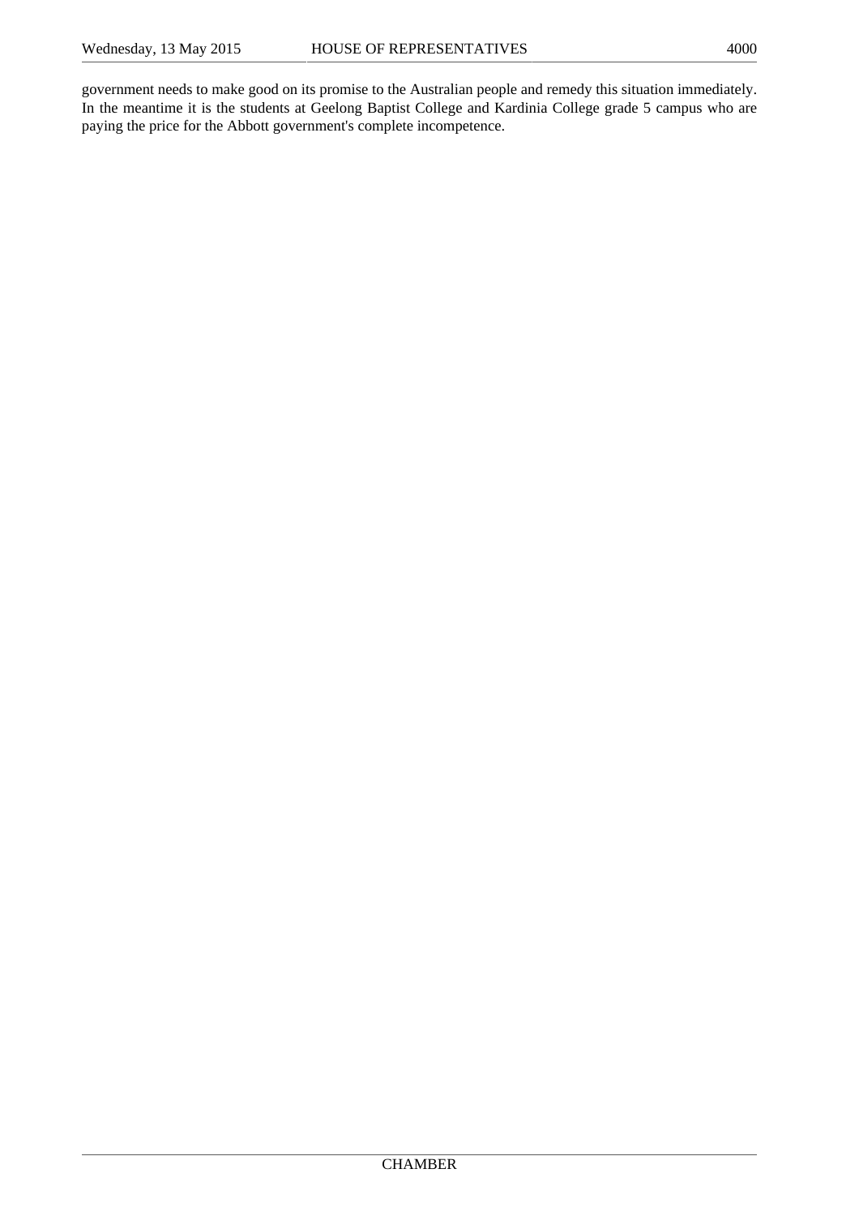government needs to make good on its promise to the Australian people and remedy this situation immediately. In the meantime it is the students at Geelong Baptist College and Kardinia College grade 5 campus who are paying the price for the Abbott government's complete incompetence.